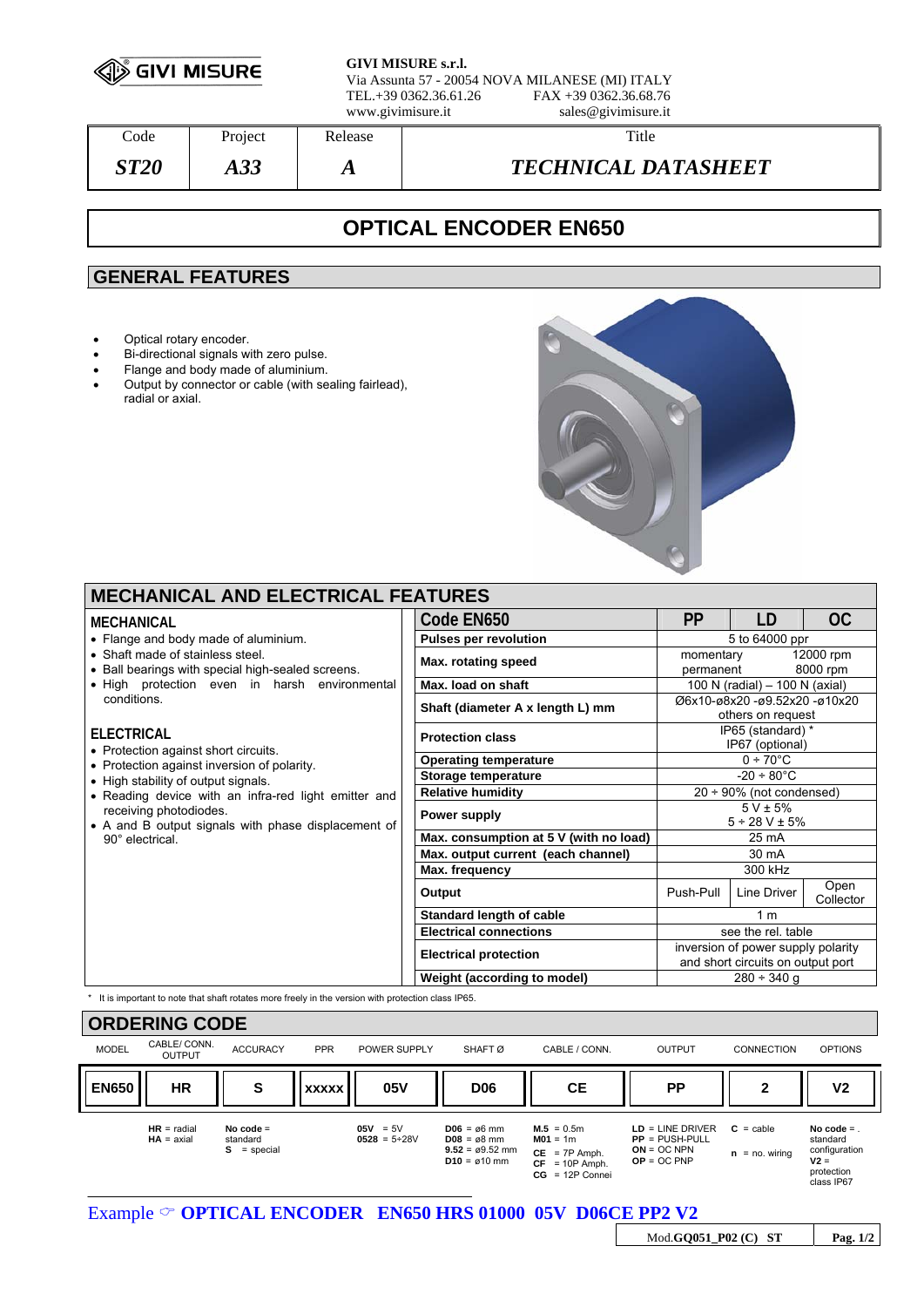**GIVI MISURE s.r.l.**
Via Assunta 57 - 20054 NOVA MILANESE (MI) ITALY
TEL.+39 0362.36.61.26 FAX +39 0362.36.68.76
www.givimisure.it sales@givimisure.it

| Code | Project | Release | Title |
|---|---|---|---|
| ***ST20*** | ***A33*** | ***A*** | ***TECHNICAL DATASHEET*** |

# OPTICAL ENCODER EN650

## GENERAL FEATURES

- Optical rotary encoder.
- Bi-directional signals with zero pulse.
- Flange and body made of aluminium.
- Output by connector or cable (with sealing fairlead), radial or axial.

## MECHANICAL AND ELECTRICAL FEATURES

### MECHANICAL

- Flange and body made of aluminium.
- Shaft made of stainless steel.
- Ball bearings with special high-sealed screens.
- High protection even in harsh environmental conditions.

### ELECTRICAL

- Protection against short circuits.
- Protection against inversion of polarity.
- High stability of output signals.
- Reading device with an infra-red light emitter and receiving photodiodes.
- A and B output signals with phase displacement of 90° electrical.

| Code EN650 | PP | LD | OC |
|---|---|---|---|
| **Pulses per revolution** | 5 to 64000 ppr | | |
| **Max. rotating speed** | momentary 12000 rpm<br>permanent 8000 rpm | | |
| **Max. load on shaft** | 100 N (radial) – 100 N (axial) | | |
| **Shaft (diameter A x length L) mm** | Ø6x10-ø8x20 -ø9.52x20 -ø10x20<br>others on request | | |
| **Protection class** | IP65 (standard) *<br>IP67 (optional) | | |
| **Operating temperature** | 0 ÷ 70°C | | |
| **Storage temperature** | -20 ÷ 80°C | | |
| **Relative humidity** | 20 ÷ 90% (not condensed) | | |
| **Power supply** | 5 V ± 5%<br>5 ÷ 28 V ± 5% | | |
| **Max. consumption at 5 V (with no load)** | 25 mA | | |
| **Max. output current (each channel)** | 30 mA | | |
| **Max. frequency** | 300 kHz | | |
| **Output** | Push-Pull | Line Driver | Open Collector |
| **Standard length of cable** | 1 m | | |
| **Electrical connections** | see the rel. table | | |
| **Electrical protection** | inversion of power supply polarity and short circuits on output port | | |
| **Weight (according to model)** | 280 ÷ 340 g | | |

\* It is important to note that shaft rotates more freely in the version with protection class IP65.

## ORDERING CODE

| MODEL | CABLE/ CONN. OUTPUT | ACCURACY | PPR | POWER SUPPLY | SHAFT Ø | CABLE / CONN. | OUTPUT | CONNECTION | OPTIONS |
|---|---|---|---|---|---|---|---|---|---|
| **EN650** | **HR** | **S** | **XXXXX** | **05V** | **D06** | **CE** | **PP** | **2** | **V2** |
| | **HR** = radial<br>**HA** = axial | **No code** = standard<br>**S** = special | | **05V** = 5V<br>**0528** = 5÷28V | **D06** = ø6 mm<br>**D08** = ø8 mm<br>**9.52** = ø9.52 mm<br>**D10** = ø10 mm | **M.5** = 0.5m<br>**M01** = 1m<br>**CE** = 7P Amph.<br>**CF** = 10P Amph.<br>**CG** = 12P Connei | **LD** = LINE DRIVER<br>**PP** = PUSH-PULL<br>**ON** = OC NPN<br>**OP** = OC PNP | **C** = cable<br>**n** = no. wiring | **No code** = standard configuration<br>**V2** = protection class IP67 |

Example ☞ **OPTICAL ENCODER EN650 HRS 01000 05V D06CE PP2 V2**

Mod.**GQ051_P02 (C) ST**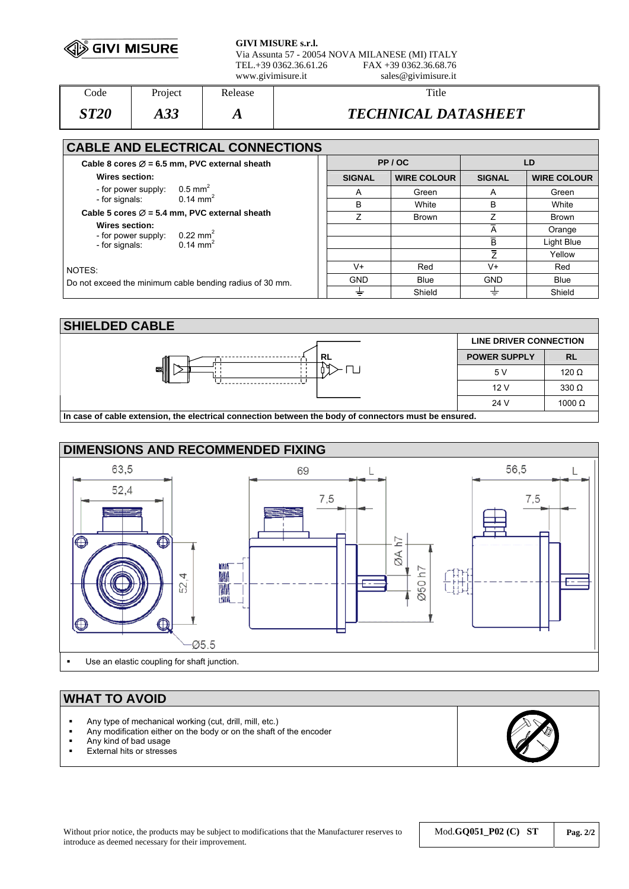**GIVI MISURE s.r.l.**
Via Assunta 57 - 20054 NOVA MILANESE (MI) ITALY
TEL.+39 0362.36.61.26 FAX +39 0362.36.68.76
www.givimisure.it sales@givimisure.it

| Code | Project | Release | Title |
|---|---|---|---|
| ***ST20*** | ***A33*** | ***A*** | ***TECHNICAL DATASHEET*** |

## CABLE AND ELECTRICAL CONNECTIONS

**Cable 8 cores ∅ = 6.5 mm, PVC external sheath**

**Wires section:**
- for power supply: 0.5 $mm^2$
- for signals: 0.14 $mm^2$

**Cable 5 cores ∅ = 5.4 mm, PVC external sheath**

**Wires section:**
- for power supply: 0.22 $mm^2$
- for signals: 0.14 $mm^2$

NOTES:
Do not exceed the minimum cable bending radius of 30 mm.

| PP / OC | | LD | |
|---|---|---|---|
| **SIGNAL** | **WIRE COLOUR** | **SIGNAL** | **WIRE COLOUR** |
| A | Green | A | Green |
| B | White | B | White |
| Z | Brown | Z | Brown |
| | | $\overline{A}$ | Orange |
| | | $\overline{B}$ | Light Blue |
| | | $\overline{Z}$ | Yellow |
| V+ | Red | V+ | Red |
| GND | Blue | GND | Blue |
| ⏚ | Shield | ⏚ | Shield |

## SHIELDED CABLE

RL

| LINE DRIVER CONNECTION | |
|---|---|
| **POWER SUPPLY** | **RL** |
| 5 V | 120 Ω |
| 12 V | 330 Ω |
| 24 V | 1000 Ω |

**In case of cable extension, the electrical connection between the body of connectors must be ensured.**

## DIMENSIONS AND RECOMMENDED FIXING

63,5
52,4
52,4
Ø5.5
69
L
7,5
ØA h7
Ø50 h7
56,5
L
7,5

- Use an elastic coupling for shaft junction.

## WHAT TO AVOID

- Any type of mechanical working (cut, drill, mill, etc.)
- Any modification either on the body or on the shaft of the encoder
- Any kind of bad usage
- External hits or stresses

Without prior notice, the products may be subject to modifications that the Manufacturer reserves to introduce as deemed necessary for their improvement.

Mod.**GQ051_P02 (C) ST**